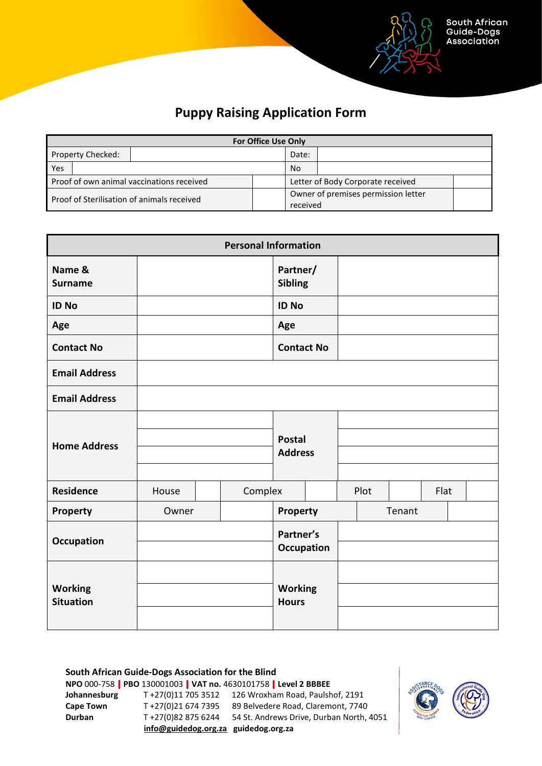South African Guide-Dogs Association

# Puppy Raising Application Form

| For Office Use Only | | | |
|---|---|---|---|
| Property Checked: | | Date: | |
| Yes | | No | |
| Proof of own animal vaccinations received | | Letter of Body Corporate received | |
| Proof of Sterilisation of animals received | | Owner of premises permission letter received | |

| Personal Information | | | | | | | |
|---|---|---|---|---|---|---|---|
| **Name & Surname** | | | | **Partner/ Sibling** | | | |
| **ID No** | | | | **ID No** | | | |
| **Age** | | | | **Age** | | | |
| **Contact No** | | | | **Contact No** | | | |
| **Email Address** | | | | | | | |
| **Email Address** | | | | | | | |
| **Home Address** | | | | **Postal Address** | | | |
| **Residence** | House | | Complex | | Plot | | Flat |
| **Property** | Owner | | **Property** | Tenant | | | |
| **Occupation** | | | | **Partner's Occupation** | | | |
| **Working Situation** | | | | **Working Hours** | | | |

**South African Guide-Dogs Association for the Blind**
**NPO** 000-758 | **PBO** 130001003 | **VAT no.** 4630101758 | **Level 2 BBBEE**

| | | |
|---|---|---|
| **Johannesburg** | T +27(0)11 705 3512 | 126 Wroxham Road, Paulshof, 2191 |
| **Cape Town** | T +27(0)21 674 7395 | 89 Belvedere Road, Claremont, 7740 |
| **Durban** | T +27(0)82 875 6244 | 54 St. Andrews Drive, Durban North, 4051 |

**info@guidedog.org.za** **guidedog.org.za**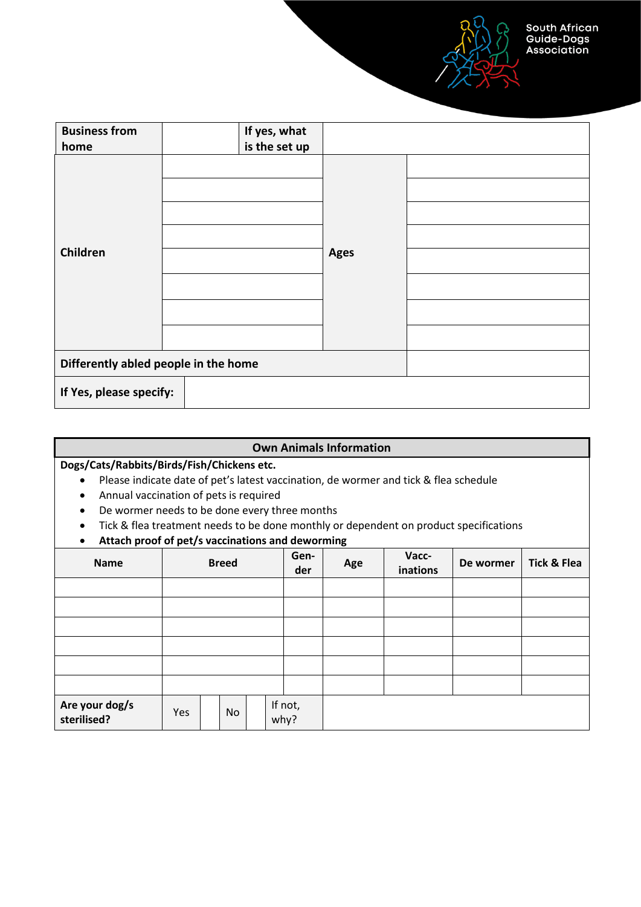South African Guide-Dogs Association

| Business from home | | If yes, what is the set up | |
|---|---|---|---|
| Children | | Ages | |
| | | | |
| | | | |
| | | | |
| | | | |
| | | | |
| | | | |
| | | | |
| Differently abled people in the home | | | |
| If Yes, please specify: | | | |

## Own Animals Information

**Dogs/Cats/Rabbits/Birds/Fish/Chickens etc.**

- Please indicate date of pet's latest vaccination, de wormer and tick & flea schedule
- Annual vaccination of pets is required
- De wormer needs to be done every three months
- Tick & flea treatment needs to be done monthly or dependent on product specifications
- **Attach proof of pet/s vaccinations and deworming**

| Name | Breed | Gen-der | Age | Vacc-inations | De wormer | Tick & Flea |
|---|---|---|---|---|---|---|
| | | | | | | |
| | | | | | | |
| | | | | | | |
| | | | | | | |
| | | | | | | |
| | | | | | | |

| Are your dog/s sterilised? | Yes | | No | | If not, why? | |
|---|---|---|---|---|---|---|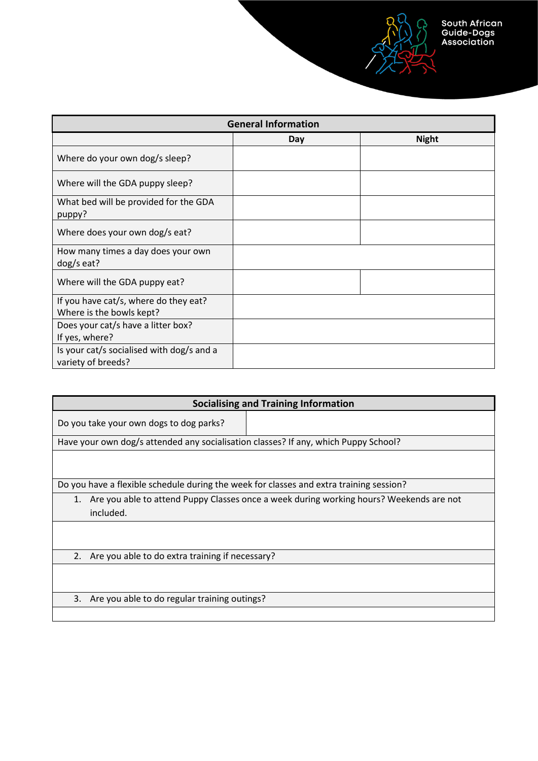South African Guide-Dogs Association

| General Information | | |
|---|---|---|
| | **Day** | **Night** |
| Where do your own dog/s sleep? | | |
| Where will the GDA puppy sleep? | | |
| What bed will be provided for the GDA puppy? | | |
| Where does your own dog/s eat? | | |
| How many times a day does your own dog/s eat? | | |
| Where will the GDA puppy eat? | | |
| If you have cat/s, where do they eat?<br>Where is the bowls kept? | | |
| Does your cat/s have a litter box?<br>If yes, where? | | |
| Is your cat/s socialised with dog/s and a variety of breeds? | | |

| Socialising and Training Information | |
|---|---|
| Do you take your own dogs to dog parks? | |
| Have your own dog/s attended any socialisation classes? If any, which Puppy School? | |
| | |
| Do you have a flexible schedule during the week for classes and extra training session? | |
| 1. Are you able to attend Puppy Classes once a week during working hours? Weekends are not included. | |
| | |
| 2. Are you able to do extra training if necessary? | |
| | |
| 3. Are you able to do regular training outings? | |
| | |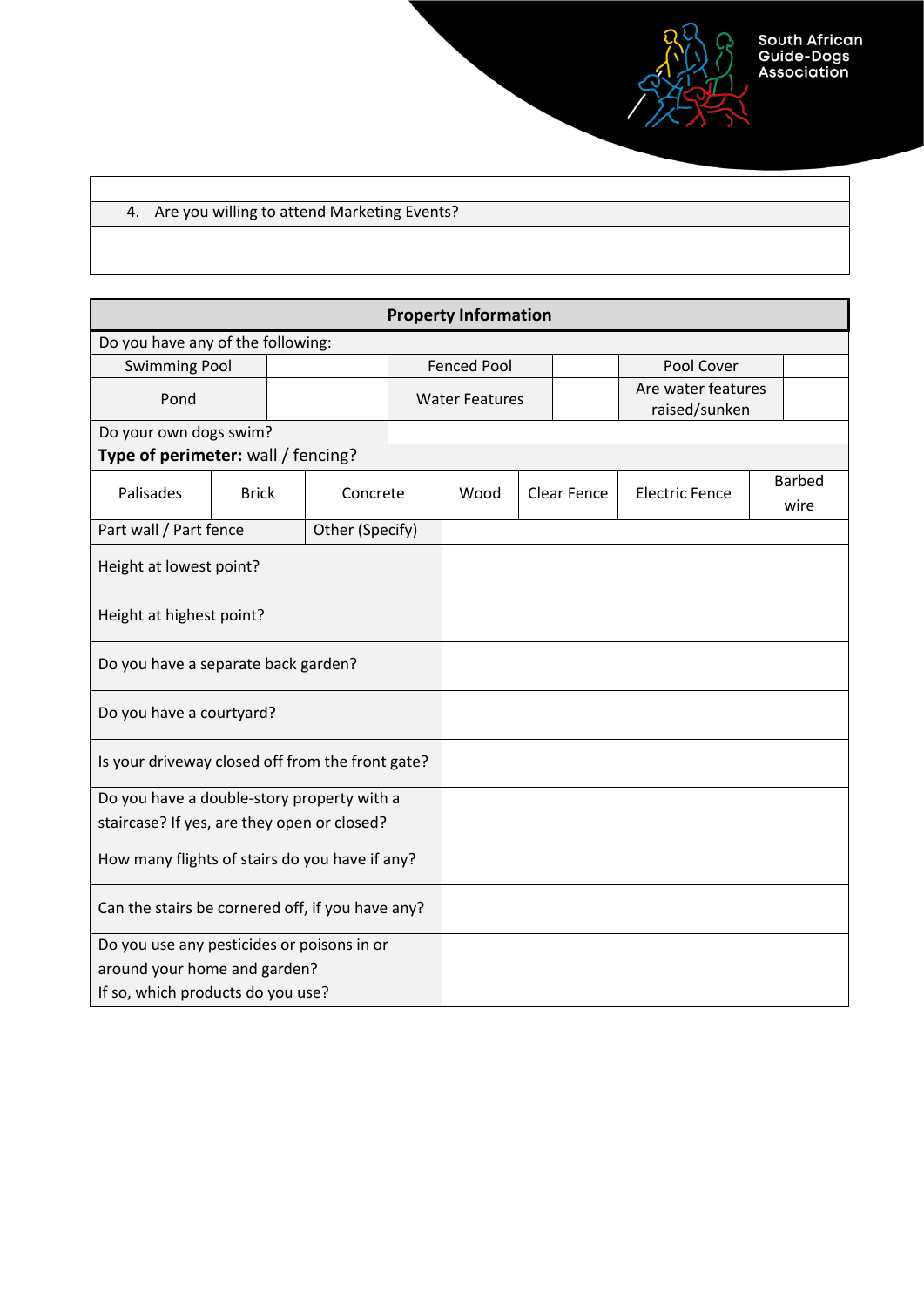| |
|---|
| 4. Are you willing to attend Marketing Events? |
| |

| **Property Information** | | | | | | | |
|---|---|---|---|---|---|---|---|
| Do you have any of the following: | | | | | | | |
| Swimming Pool | | | Fenced Pool | | Pool Cover | | |
| Pond | | | Water Features | | Are water features raised/sunken | | |
| Do your own dogs swim? | | | | | | | |
| **Type of perimeter:** wall / fencing? | | | | | | | |
| Palisades | Brick | Concrete | Wood | Clear Fence | Electric Fence | Barbed wire | |
| Part wall / Part fence | | Other (Specify) | | | | | |
| Height at lowest point? | | | | | | | |
| Height at highest point? | | | | | | | |
| Do you have a separate back garden? | | | | | | | |
| Do you have a courtyard? | | | | | | | |
| Is your driveway closed off from the front gate? | | | | | | | |
| Do you have a double-story property with a staircase? If yes, are they open or closed? | | | | | | | |
| How many flights of stairs do you have if any? | | | | | | | |
| Can the stairs be cornered off, if you have any? | | | | | | | |
| Do you use any pesticides or poisons in or around your home and garden? If so, which products do you use? | | | | | | | |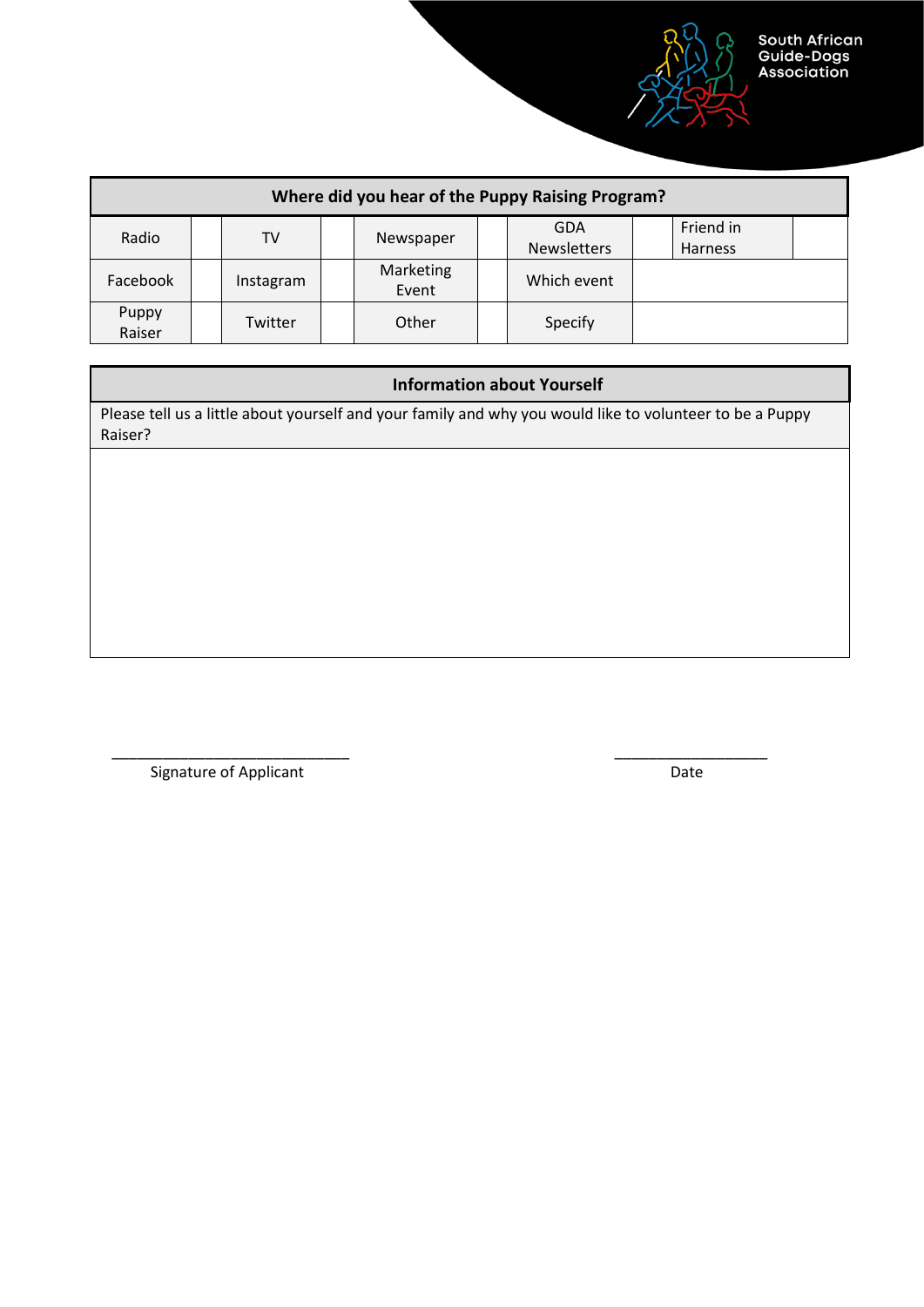| Where did you hear of the Puppy Raising Program? | | | | | | | | | |
|---|---|---|---|---|---|---|---|---|---|
| Radio | | TV | | Newspaper | | GDA Newsletters | | Friend in Harness | |
| Facebook | | Instagram | | Marketing Event | | Which event | | | |
| Puppy Raiser | | Twitter | | Other | | Specify | | | |

| Information about Yourself |
|---|
| Please tell us a little about yourself and your family and why you would like to volunteer to be a Puppy Raiser? |
| |

_____________________________ Signature of Applicant

___________________ Date